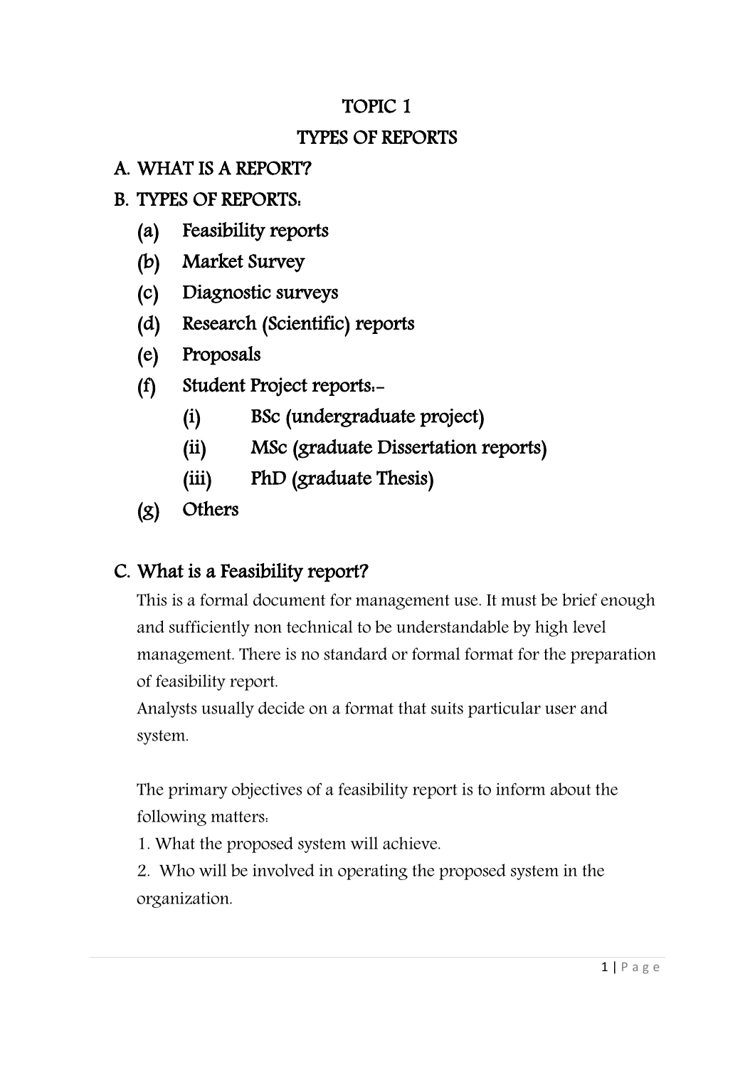# TOPIC 1

# TYPES OF REPORTS

## A. WHAT IS A REPORT?

## B. TYPES OF REPORTS:

(a) Feasibility reports

(b) Market Survey

(c) Diagnostic surveys

(d) Research (Scientific) reports

(e) Proposals

(f) Student Project reports:-

 (i) BSc (undergraduate project)

 (ii) MSc (graduate Dissertation reports)

 (iii) PhD (graduate Thesis)

(g) Others

## C. What is a Feasibility report?

This is a formal document for management use. It must be brief enough and sufficiently non technical to be understandable by high level management. There is no standard or formal format for the preparation of feasibility report.

Analysts usually decide on a format that suits particular user and system.

The primary objectives of a feasibility report is to inform about the following matters:

1. What the proposed system will achieve.
2. Who will be involved in operating the proposed system in the organization.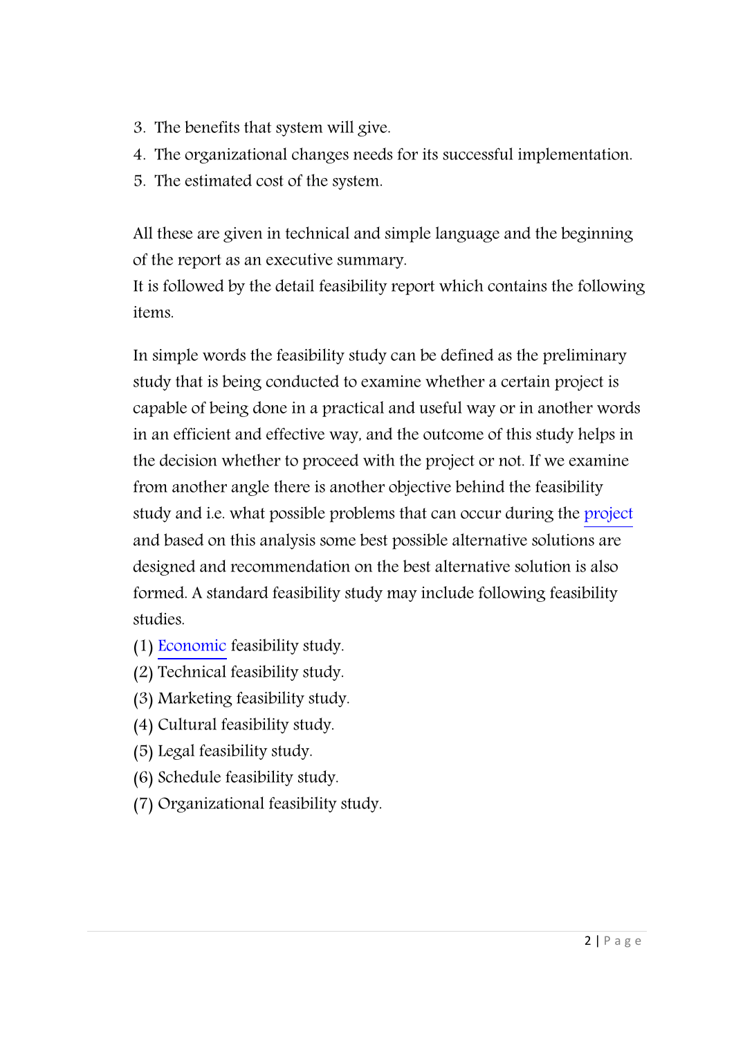3. The benefits that system will give.
4. The organizational changes needs for its successful implementation.
5. The estimated cost of the system.

All these are given in technical and simple language and the beginning of the report as an executive summary.
It is followed by the detail feasibility report which contains the following items.

In simple words the feasibility study can be defined as the preliminary study that is being conducted to examine whether a certain project is capable of being done in a practical and useful way or in another words in an efficient and effective way, and the outcome of this study helps in the decision whether to proceed with the project or not. If we examine from another angle there is another objective behind the feasibility study and i.e. what possible problems that can occur during the project and based on this analysis some best possible alternative solutions are designed and recommendation on the best alternative solution is also formed. A standard feasibility study may include following feasibility studies.

(1) Economic feasibility study.
(2) Technical feasibility study.
(3) Marketing feasibility study.
(4) Cultural feasibility study.
(5) Legal feasibility study.
(6) Schedule feasibility study.
(7) Organizational feasibility study.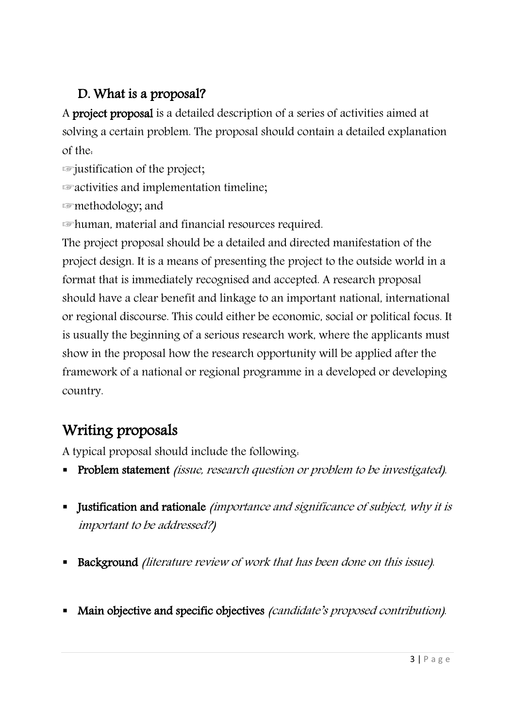## D. What is a proposal?

A **project proposal** is a detailed description of a series of activities aimed at solving a certain problem. The proposal should contain a detailed explanation of the:

☞justification of the project;

☞activities and implementation timeline;

☞methodology; and

☞human, material and financial resources required.

The project proposal should be a detailed and directed manifestation of the project design. It is a means of presenting the project to the outside world in a format that is immediately recognised and accepted. A research proposal should have a clear benefit and linkage to an important national, international or regional discourse. This could either be economic, social or political focus. It is usually the beginning of a serious research work, where the applicants must show in the proposal how the research opportunity will be applied after the framework of a national or regional programme in a developed or developing country.

# Writing proposals

A typical proposal should include the following:

- **Problem statement** *(issue, research question or problem to be investigated).*
- **Justification and rationale** *(importance and significance of subject, why it is important to be addressed?)*
- **Background** *(literature review of work that has been done on this issue).*
- **Main objective and specific objectives** *(candidate's proposed contribution).*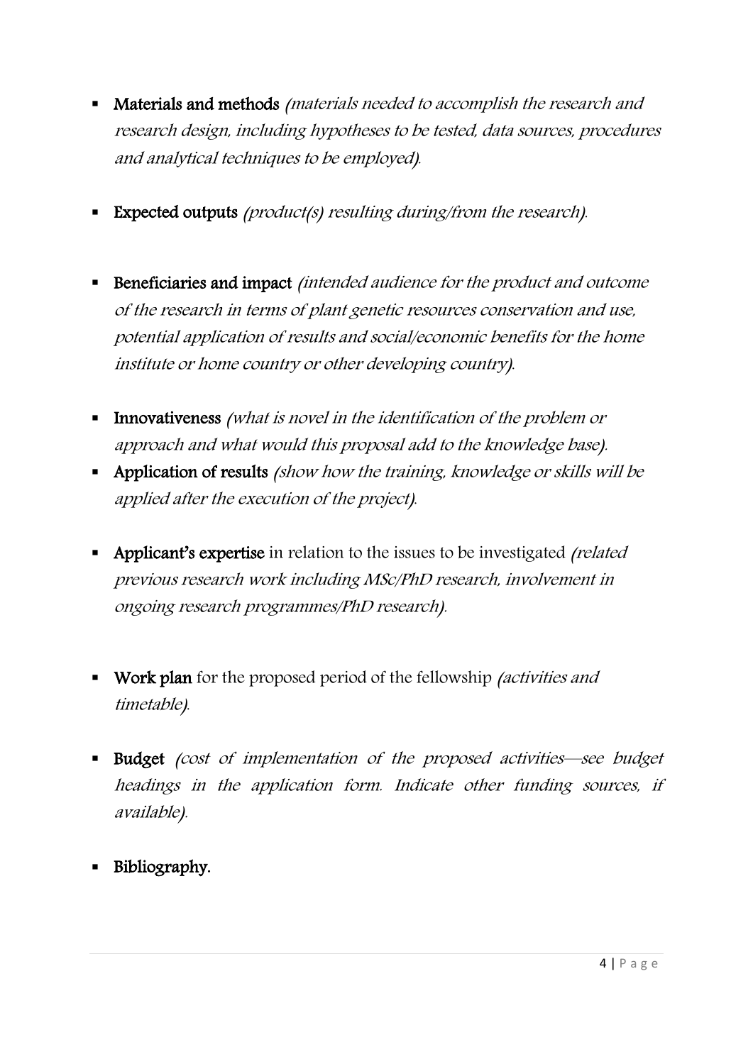- **Materials and methods** *(materials needed to accomplish the research and research design, including hypotheses to be tested, data sources, procedures and analytical techniques to be employed)*.

- **Expected outputs** *(product(s) resulting during/from the research)*.

- **Beneficiaries and impact** *(intended audience for the product and outcome of the research in terms of plant genetic resources conservation and use, potential application of results and social/economic benefits for the home institute or home country or other developing country)*.

- **Innovativeness** *(what is novel in the identification of the problem or approach and what would this proposal add to the knowledge base)*.
- **Application of results** *(show how the training, knowledge or skills will be applied after the execution of the project)*.

- **Applicant's expertise** in relation to the issues to be investigated *(related previous research work including MSc/PhD research, involvement in ongoing research programmes/PhD research)*.

- **Work plan** for the proposed period of the fellowship *(activities and timetable)*.

- **Budget** *(cost of implementation of the proposed activities—see budget headings in the application form. Indicate other funding sources, if available)*.

- **Bibliography.**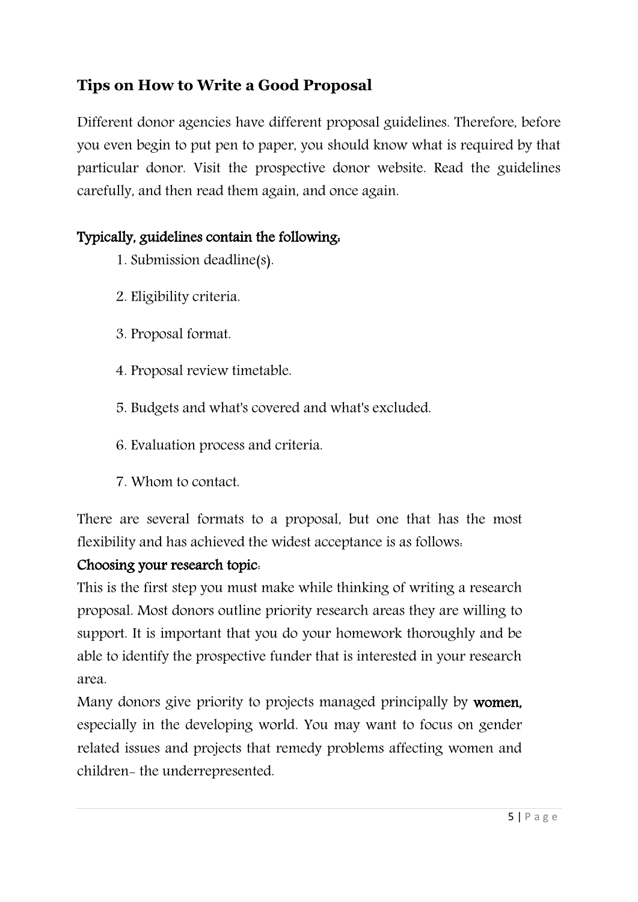## Tips on How to Write a Good Proposal

Different donor agencies have different proposal guidelines. Therefore, before you even begin to put pen to paper, you should know what is required by that particular donor. Visit the prospective donor website. Read the guidelines carefully, and then read them again, and once again.

**Typically, guidelines contain the following:**

1. Submission deadline(s).
2. Eligibility criteria.
3. Proposal format.
4. Proposal review timetable.
5. Budgets and what's covered and what's excluded.
6. Evaluation process and criteria.
7. Whom to contact.

There are several formats to a proposal, but one that has the most flexibility and has achieved the widest acceptance is as follows:

**Choosing your research topic:**

This is the first step you must make while thinking of writing a research proposal. Most donors outline priority research areas they are willing to support. It is important that you do your homework thoroughly and be able to identify the prospective funder that is interested in your research area.

Many donors give priority to projects managed principally by **women,** especially in the developing world. You may want to focus on gender related issues and projects that remedy problems affecting women and children- the underrepresented.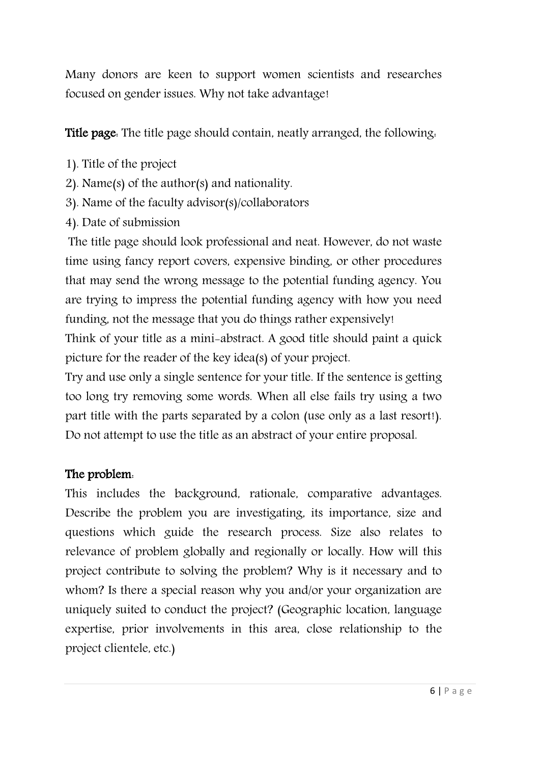Many donors are keen to support women scientists and researches focused on gender issues. Why not take advantage!

**Title page**: The title page should contain, neatly arranged, the following:

1). Title of the project
2). Name(s) of the author(s) and nationality.
3). Name of the faculty advisor(s)/collaborators
4). Date of submission

The title page should look professional and neat. However, do not waste time using fancy report covers, expensive binding, or other procedures that may send the wrong message to the potential funding agency. You are trying to impress the potential funding agency with how you need funding, not the message that you do things rather expensively!

Think of your title as a mini-abstract. A good title should paint a quick picture for the reader of the key idea(s) of your project.

Try and use only a single sentence for your title. If the sentence is getting too long try removing some words. When all else fails try using a two part title with the parts separated by a colon (use only as a last resort!). Do not attempt to use the title as an abstract of your entire proposal.

**The problem**:

This includes the background, rationale, comparative advantages. Describe the problem you are investigating, its importance, size and questions which guide the research process. Size also relates to relevance of problem globally and regionally or locally. How will this project contribute to solving the problem? Why is it necessary and to whom? Is there a special reason why you and/or your organization are uniquely suited to conduct the project? (Geographic location, language expertise, prior involvements in this area, close relationship to the project clientele, etc.)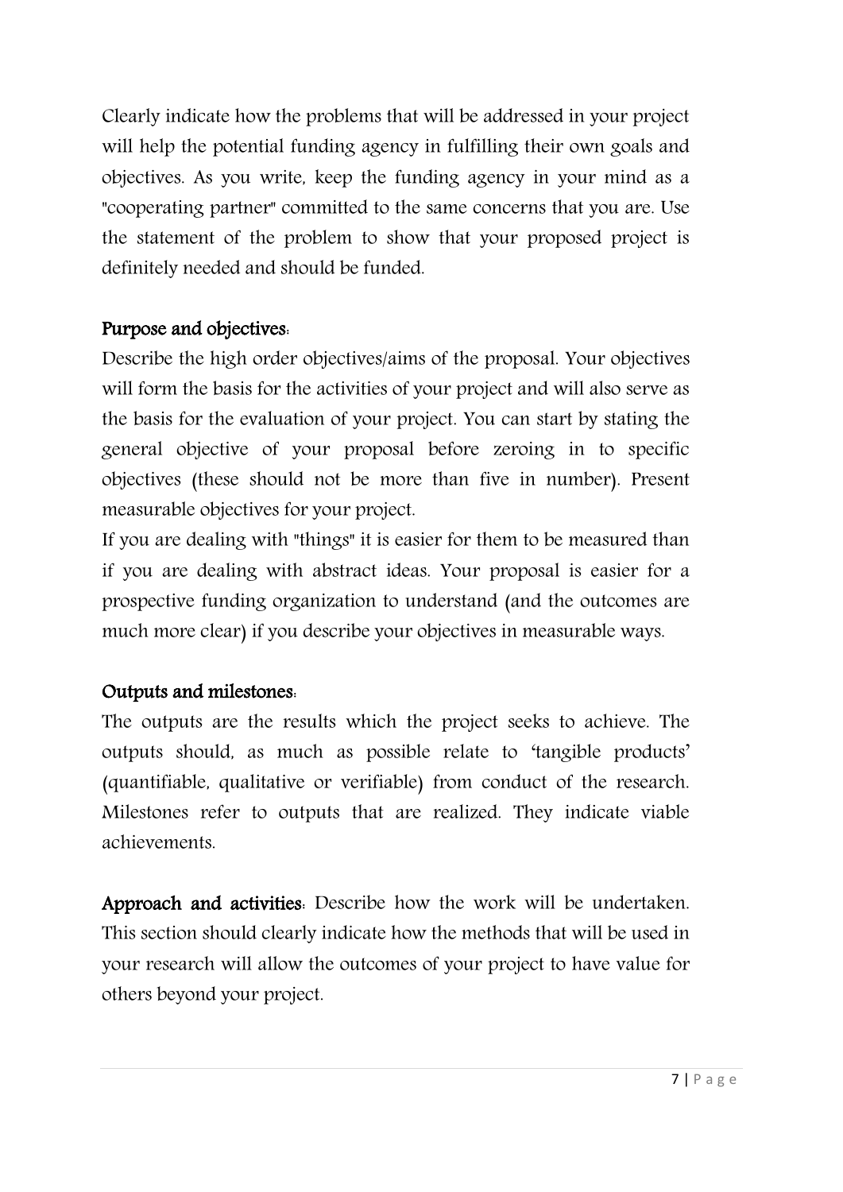Clearly indicate how the problems that will be addressed in your project will help the potential funding agency in fulfilling their own goals and objectives. As you write, keep the funding agency in your mind as a "cooperating partner" committed to the same concerns that you are. Use the statement of the problem to show that your proposed project is definitely needed and should be funded.

**Purpose and objectives:**

Describe the high order objectives/aims of the proposal. Your objectives will form the basis for the activities of your project and will also serve as the basis for the evaluation of your project. You can start by stating the general objective of your proposal before zeroing in to specific objectives (these should not be more than five in number). Present measurable objectives for your project.

If you are dealing with "things" it is easier for them to be measured than if you are dealing with abstract ideas. Your proposal is easier for a prospective funding organization to understand (and the outcomes are much more clear) if you describe your objectives in measurable ways.

**Outputs and milestones:**

The outputs are the results which the project seeks to achieve. The outputs should, as much as possible relate to 'tangible products' (quantifiable, qualitative or verifiable) from conduct of the research. Milestones refer to outputs that are realized. They indicate viable achievements.

**Approach and activities:** Describe how the work will be undertaken. This section should clearly indicate how the methods that will be used in your research will allow the outcomes of your project to have value for others beyond your project.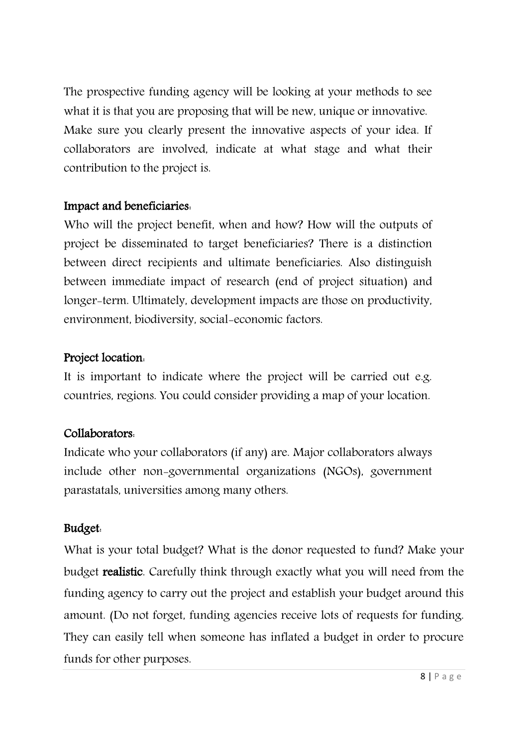The prospective funding agency will be looking at your methods to see what it is that you are proposing that will be new, unique or innovative. Make sure you clearly present the innovative aspects of your idea. If collaborators are involved, indicate at what stage and what their contribution to the project is.

**Impact and beneficiaries:**

Who will the project benefit, when and how? How will the outputs of project be disseminated to target beneficiaries? There is a distinction between direct recipients and ultimate beneficiaries. Also distinguish between immediate impact of research (end of project situation) and longer-term. Ultimately, development impacts are those on productivity, environment, biodiversity, social-economic factors.

**Project location:**

It is important to indicate where the project will be carried out e.g. countries, regions. You could consider providing a map of your location.

**Collaborators:**

Indicate who your collaborators (if any) are. Major collaborators always include other non-governmental organizations (NGOs), government parastatals, universities among many others.

**Budget:**

What is your total budget? What is the donor requested to fund? Make your budget **realistic**. Carefully think through exactly what you will need from the funding agency to carry out the project and establish your budget around this amount. (Do not forget, funding agencies receive lots of requests for funding. They can easily tell when someone has inflated a budget in order to procure funds for other purposes.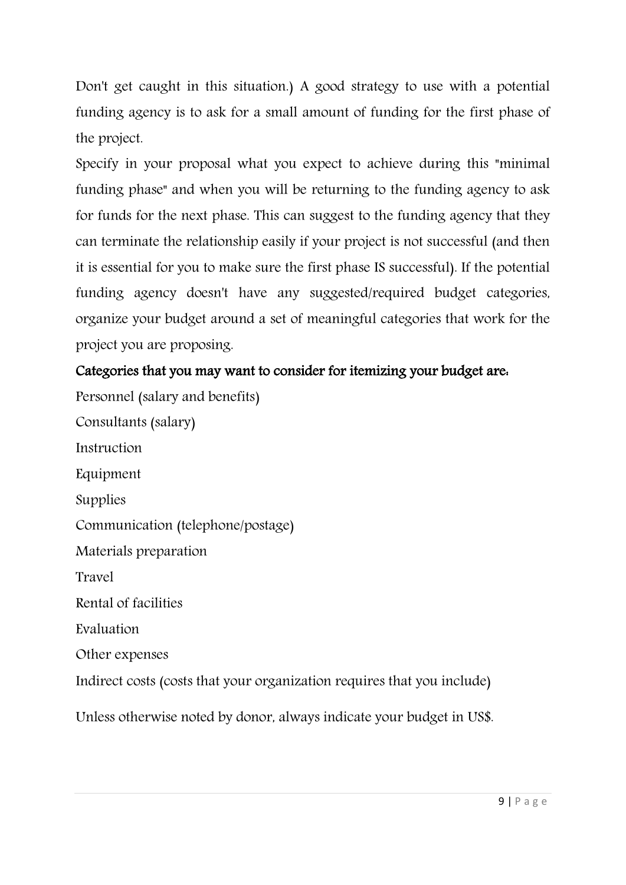Don't get caught in this situation.) A good strategy to use with a potential funding agency is to ask for a small amount of funding for the first phase of the project.

Specify in your proposal what you expect to achieve during this "minimal funding phase" and when you will be returning to the funding agency to ask for funds for the next phase. This can suggest to the funding agency that they can terminate the relationship easily if your project is not successful (and then it is essential for you to make sure the first phase IS successful). If the potential funding agency doesn't have any suggested/required budget categories, organize your budget around a set of meaningful categories that work for the project you are proposing.

**Categories that you may want to consider for itemizing your budget are:**

Personnel (salary and benefits)

Consultants (salary)

Instruction

Equipment

Supplies

Communication (telephone/postage)

Materials preparation

Travel

Rental of facilities

Evaluation

Other expenses

Indirect costs (costs that your organization requires that you include)

Unless otherwise noted by donor, always indicate your budget in US$.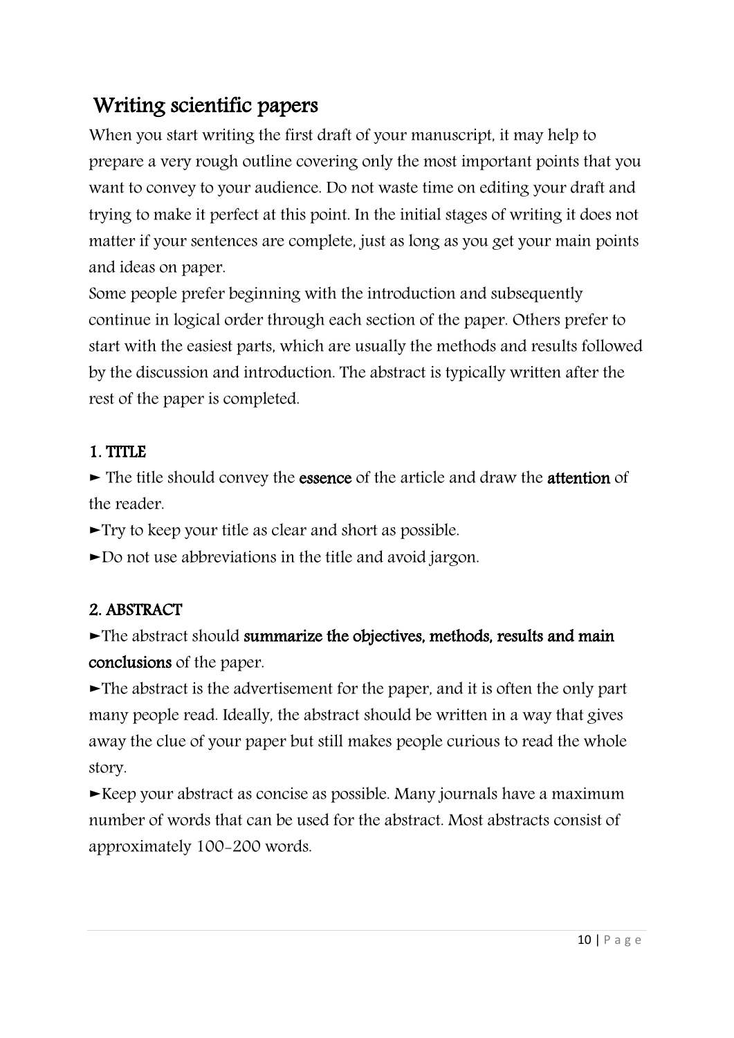## Writing scientific papers

When you start writing the first draft of your manuscript, it may help to prepare a very rough outline covering only the most important points that you want to convey to your audience. Do not waste time on editing your draft and trying to make it perfect at this point. In the initial stages of writing it does not matter if your sentences are complete, just as long as you get your main points and ideas on paper.

Some people prefer beginning with the introduction and subsequently continue in logical order through each section of the paper. Others prefer to start with the easiest parts, which are usually the methods and results followed by the discussion and introduction. The abstract is typically written after the rest of the paper is completed.

### 1. TITLE

► The title should convey the **essence** of the article and draw the **attention** of the reader.

►Try to keep your title as clear and short as possible.

►Do not use abbreviations in the title and avoid jargon.

### 2. ABSTRACT

►The abstract should **summarize the objectives, methods, results and main conclusions** of the paper.

►The abstract is the advertisement for the paper, and it is often the only part many people read. Ideally, the abstract should be written in a way that gives away the clue of your paper but still makes people curious to read the whole story.

►Keep your abstract as concise as possible. Many journals have a maximum number of words that can be used for the abstract. Most abstracts consist of approximately 100-200 words.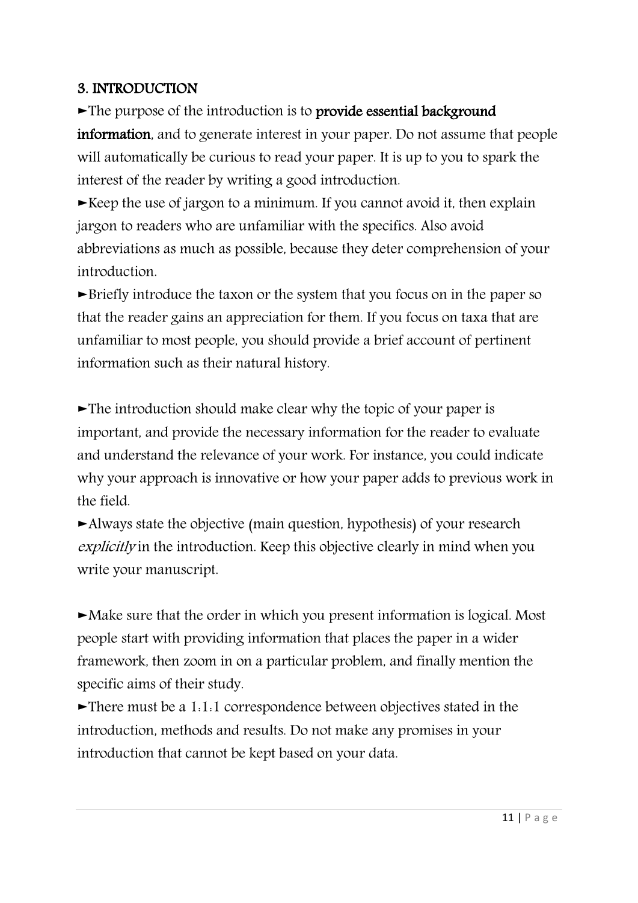## 3. INTRODUCTION

►The purpose of the introduction is to **provide essential background information**, and to generate interest in your paper. Do not assume that people will automatically be curious to read your paper. It is up to you to spark the interest of the reader by writing a good introduction.

►Keep the use of jargon to a minimum. If you cannot avoid it, then explain jargon to readers who are unfamiliar with the specifics. Also avoid abbreviations as much as possible, because they deter comprehension of your introduction.

►Briefly introduce the taxon or the system that you focus on in the paper so that the reader gains an appreciation for them. If you focus on taxa that are unfamiliar to most people, you should provide a brief account of pertinent information such as their natural history.

►The introduction should make clear why the topic of your paper is important, and provide the necessary information for the reader to evaluate and understand the relevance of your work. For instance, you could indicate why your approach is innovative or how your paper adds to previous work in the field.

►Always state the objective (main question, hypothesis) of your research *explicitly* in the introduction. Keep this objective clearly in mind when you write your manuscript.

►Make sure that the order in which you present information is logical. Most people start with providing information that places the paper in a wider framework, then zoom in on a particular problem, and finally mention the specific aims of their study.

►There must be a 1:1:1 correspondence between objectives stated in the introduction, methods and results. Do not make any promises in your introduction that cannot be kept based on your data.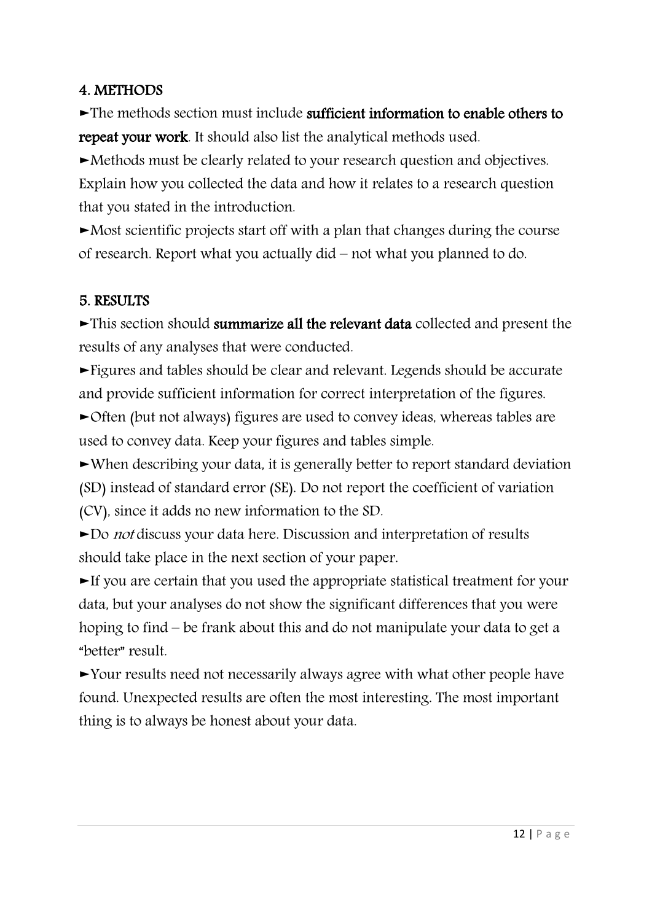## 4. METHODS

►The methods section must include **sufficient information to enable others to repeat your work**. It should also list the analytical methods used.

►Methods must be clearly related to your research question and objectives. Explain how you collected the data and how it relates to a research question that you stated in the introduction.

►Most scientific projects start off with a plan that changes during the course of research. Report what you actually did – not what you planned to do.

## 5. RESULTS

►This section should **summarize all the relevant data** collected and present the results of any analyses that were conducted.

►Figures and tables should be clear and relevant. Legends should be accurate and provide sufficient information for correct interpretation of the figures.

►Often (but not always) figures are used to convey ideas, whereas tables are used to convey data. Keep your figures and tables simple.

►When describing your data, it is generally better to report standard deviation (SD) instead of standard error (SE). Do not report the coefficient of variation (CV), since it adds no new information to the SD.

►Do *not* discuss your data here. Discussion and interpretation of results should take place in the next section of your paper.

►If you are certain that you used the appropriate statistical treatment for your data, but your analyses do not show the significant differences that you were hoping to find – be frank about this and do not manipulate your data to get a "better" result.

►Your results need not necessarily always agree with what other people have found. Unexpected results are often the most interesting. The most important thing is to always be honest about your data.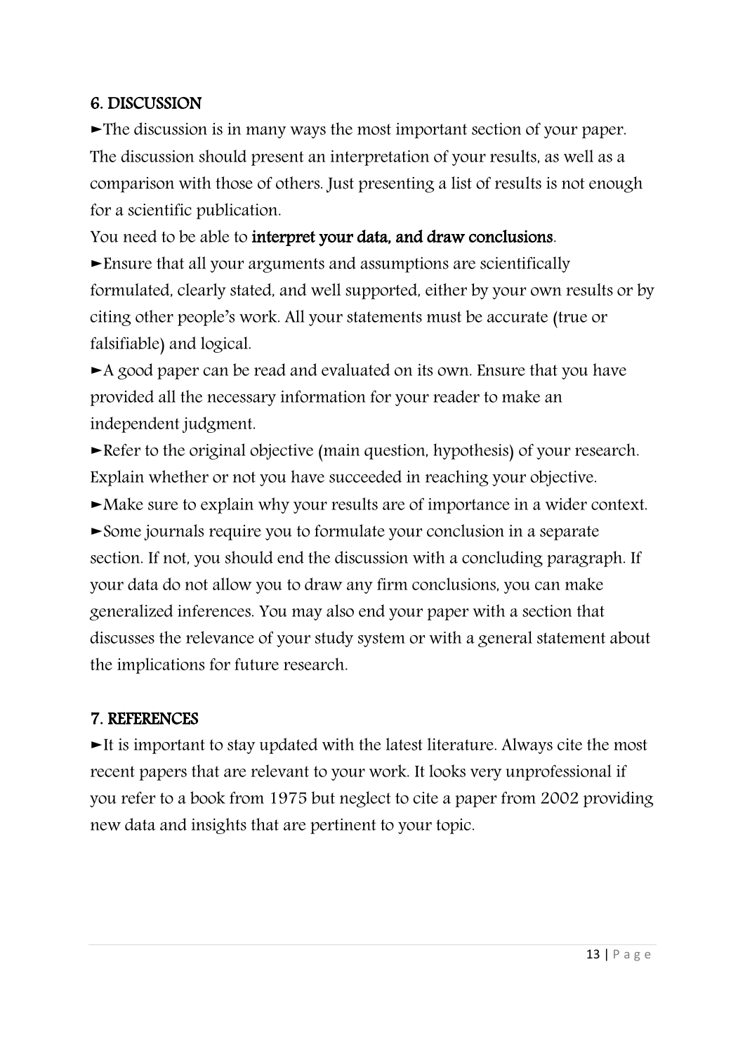## 6. DISCUSSION

►The discussion is in many ways the most important section of your paper. The discussion should present an interpretation of your results, as well as a comparison with those of others. Just presenting a list of results is not enough for a scientific publication.

You need to be able to **interpret your data, and draw conclusions**.

►Ensure that all your arguments and assumptions are scientifically formulated, clearly stated, and well supported, either by your own results or by citing other people's work. All your statements must be accurate (true or falsifiable) and logical.

►A good paper can be read and evaluated on its own. Ensure that you have provided all the necessary information for your reader to make an independent judgment.

►Refer to the original objective (main question, hypothesis) of your research. Explain whether or not you have succeeded in reaching your objective.

►Make sure to explain why your results are of importance in a wider context.

►Some journals require you to formulate your conclusion in a separate section. If not, you should end the discussion with a concluding paragraph. If your data do not allow you to draw any firm conclusions, you can make generalized inferences. You may also end your paper with a section that discusses the relevance of your study system or with a general statement about the implications for future research.

## 7. REFERENCES

►It is important to stay updated with the latest literature. Always cite the most recent papers that are relevant to your work. It looks very unprofessional if you refer to a book from 1975 but neglect to cite a paper from 2002 providing new data and insights that are pertinent to your topic.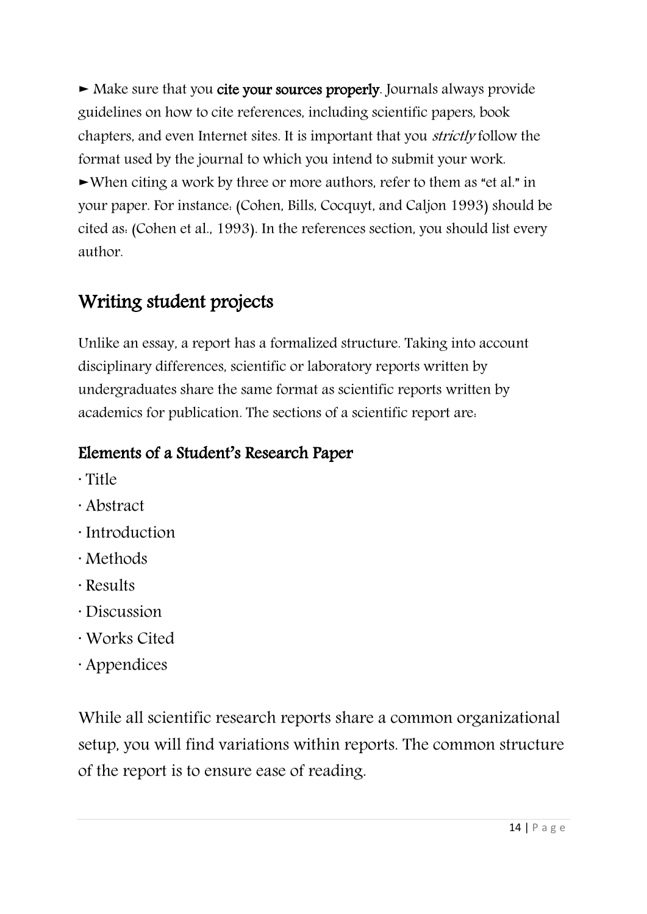► Make sure that you **cite your sources properly**. Journals always provide guidelines on how to cite references, including scientific papers, book chapters, and even Internet sites. It is important that you *strictly* follow the format used by the journal to which you intend to submit your work.

►When citing a work by three or more authors, refer to them as "et al." in your paper. For instance: (Cohen, Bills, Cocquyt, and Caljon 1993) should be cited as: (Cohen et al., 1993). In the references section, you should list every author.

## Writing student projects

Unlike an essay, a report has a formalized structure. Taking into account disciplinary differences, scientific or laboratory reports written by undergraduates share the same format as scientific reports written by academics for publication. The sections of a scientific report are:

### Elements of a Student's Research Paper

- Title
- Abstract
- Introduction
- Methods
- Results
- Discussion
- Works Cited
- Appendices

While all scientific research reports share a common organizational setup, you will find variations within reports. The common structure of the report is to ensure ease of reading.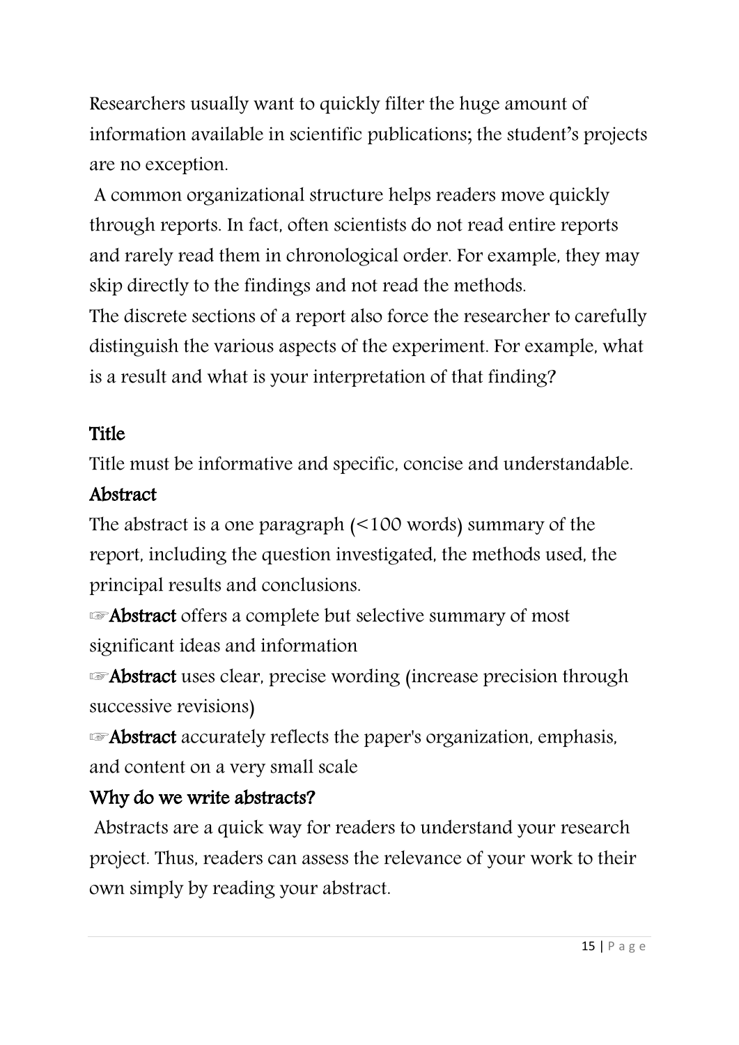Researchers usually want to quickly filter the huge amount of information available in scientific publications; the student's projects are no exception.

A common organizational structure helps readers move quickly through reports. In fact, often scientists do not read entire reports and rarely read them in chronological order. For example, they may skip directly to the findings and not read the methods.

The discrete sections of a report also force the researcher to carefully distinguish the various aspects of the experiment. For example, what is a result and what is your interpretation of that finding?

## Title

Title must be informative and specific, concise and understandable.

## Abstract

The abstract is a one paragraph (<100 words) summary of the report, including the question investigated, the methods used, the principal results and conclusions.

☞**Abstract** offers a complete but selective summary of most significant ideas and information

☞**Abstract** uses clear, precise wording (increase precision through successive revisions)

☞**Abstract** accurately reflects the paper's organization, emphasis, and content on a very small scale

## Why do we write abstracts?

Abstracts are a quick way for readers to understand your research project. Thus, readers can assess the relevance of your work to their own simply by reading your abstract.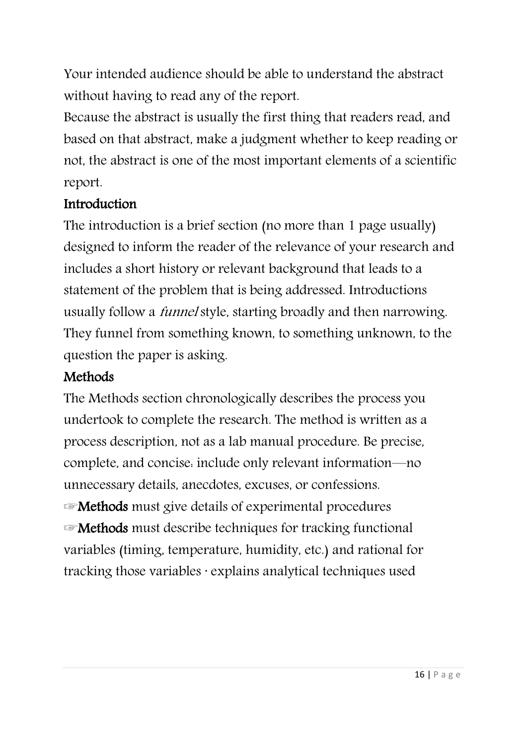Your intended audience should be able to understand the abstract without having to read any of the report.

Because the abstract is usually the first thing that readers read, and based on that abstract, make a judgment whether to keep reading or not, the abstract is one of the most important elements of a scientific report.

## Introduction

The introduction is a brief section (no more than 1 page usually) designed to inform the reader of the relevance of your research and includes a short history or relevant background that leads to a statement of the problem that is being addressed. Introductions usually follow a *funnel* style, starting broadly and then narrowing. They funnel from something known, to something unknown, to the question the paper is asking.

## Methods

The Methods section chronologically describes the process you undertook to complete the research. The method is written as a process description, not as a lab manual procedure. Be precise, complete, and concise: include only relevant information—no unnecessary details, anecdotes, excuses, or confessions.

☞**Methods** must give details of experimental procedures

☞**Methods** must describe techniques for tracking functional variables (timing, temperature, humidity, etc.) and rational for tracking those variables · explains analytical techniques used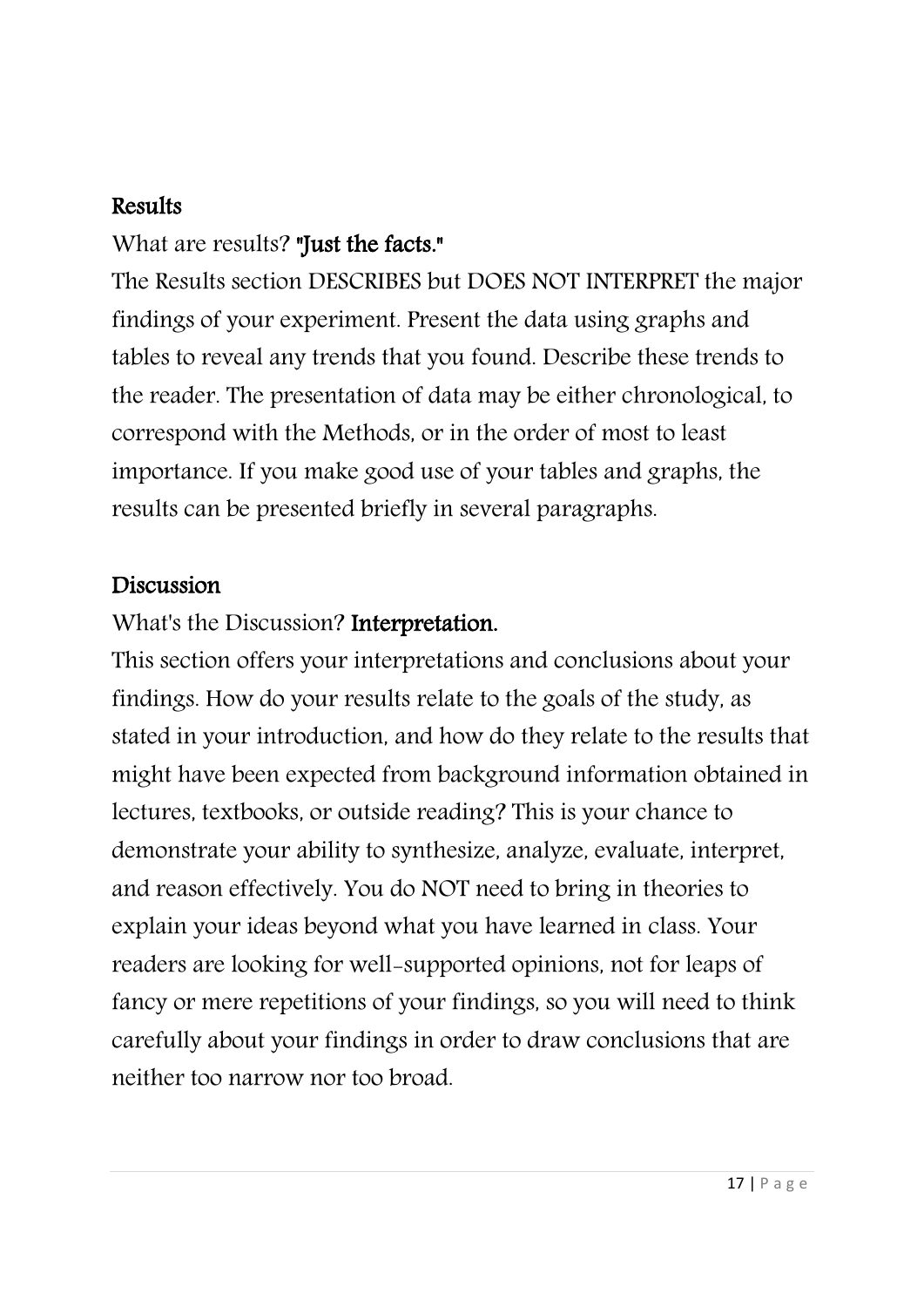## Results

What are results? **"Just the facts."**

The Results section DESCRIBES but DOES NOT INTERPRET the major findings of your experiment. Present the data using graphs and tables to reveal any trends that you found. Describe these trends to the reader. The presentation of data may be either chronological, to correspond with the Methods, or in the order of most to least importance. If you make good use of your tables and graphs, the results can be presented briefly in several paragraphs.

## Discussion

What's the Discussion? **Interpretation.**

This section offers your interpretations and conclusions about your findings. How do your results relate to the goals of the study, as stated in your introduction, and how do they relate to the results that might have been expected from background information obtained in lectures, textbooks, or outside reading? This is your chance to demonstrate your ability to synthesize, analyze, evaluate, interpret, and reason effectively. You do NOT need to bring in theories to explain your ideas beyond what you have learned in class. Your readers are looking for well-supported opinions, not for leaps of fancy or mere repetitions of your findings, so you will need to think carefully about your findings in order to draw conclusions that are neither too narrow nor too broad.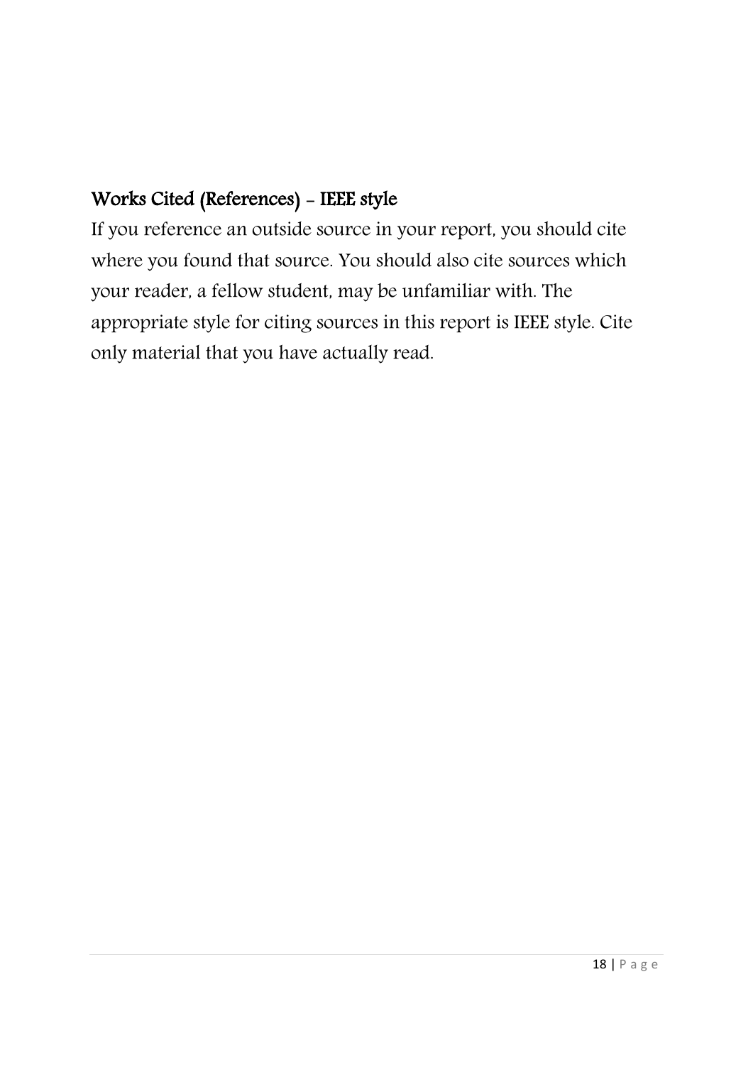## Works Cited (References) - IEEE style

If you reference an outside source in your report, you should cite where you found that source. You should also cite sources which your reader, a fellow student, may be unfamiliar with. The appropriate style for citing sources in this report is IEEE style. Cite only material that you have actually read.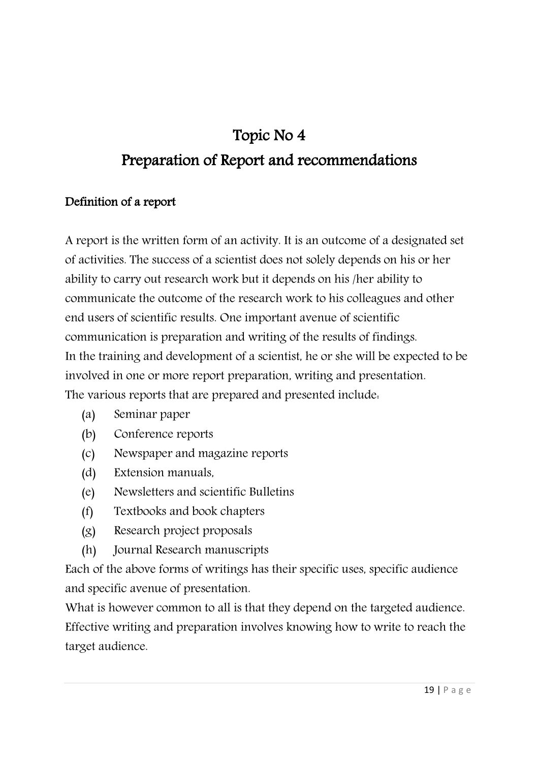# Topic No 4
# Preparation of Report and recommendations

**Definition of a report**

A report is the written form of an activity. It is an outcome of a designated set of activities. The success of a scientist does not solely depends on his or her ability to carry out research work but it depends on his /her ability to communicate the outcome of the research work to his colleagues and other end users of scientific results. One important avenue of scientific communication is preparation and writing of the results of findings.
In the training and development of a scientist, he or she will be expected to be involved in one or more report preparation, writing and presentation.
The various reports that are prepared and presented include:

(a) Seminar paper
(b) Conference reports
(c) Newspaper and magazine reports
(d) Extension manuals,
(e) Newsletters and scientific Bulletins
(f) Textbooks and book chapters
(g) Research project proposals
(h) Journal Research manuscripts

Each of the above forms of writings has their specific uses, specific audience and specific avenue of presentation.
What is however common to all is that they depend on the targeted audience. Effective writing and preparation involves knowing how to write to reach the target audience.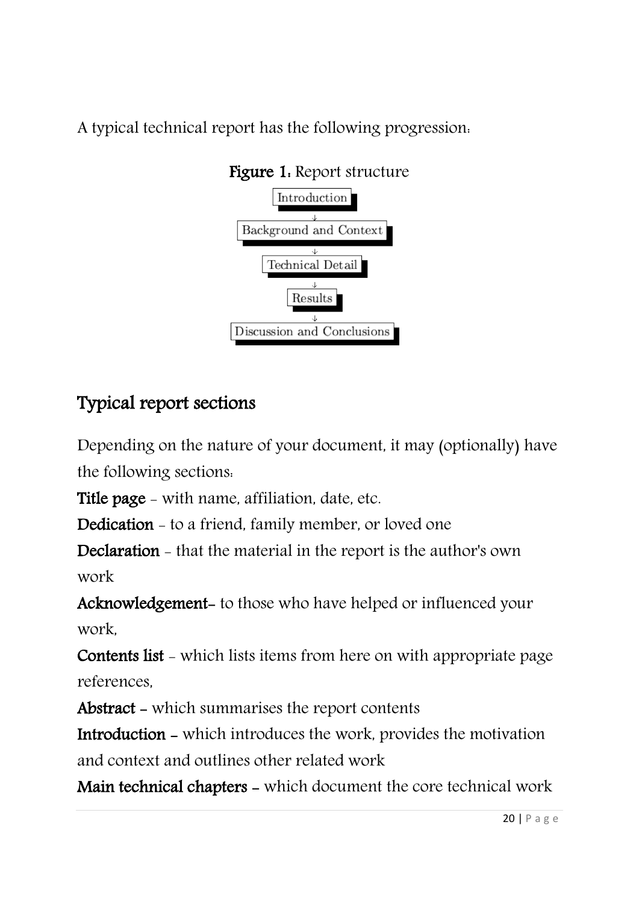A typical technical report has the following progression:

**Figure 1:** Report structure

Introduction
↓
Background and Context
↓
Technical Detail
↓
Results
↓
Discussion and Conclusions

## Typical report sections

Depending on the nature of your document, it may (optionally) have the following sections:

**Title page** - with name, affiliation, date, etc.

**Dedication** - to a friend, family member, or loved one

**Declaration** - that the material in the report is the author's own work

**Acknowledgement**- to those who have helped or influenced your work,

**Contents list** - which lists items from here on with appropriate page references,

**Abstract** – which summarises the report contents

**Introduction** – which introduces the work, provides the motivation and context and outlines other related work

**Main technical chapters** – which document the core technical work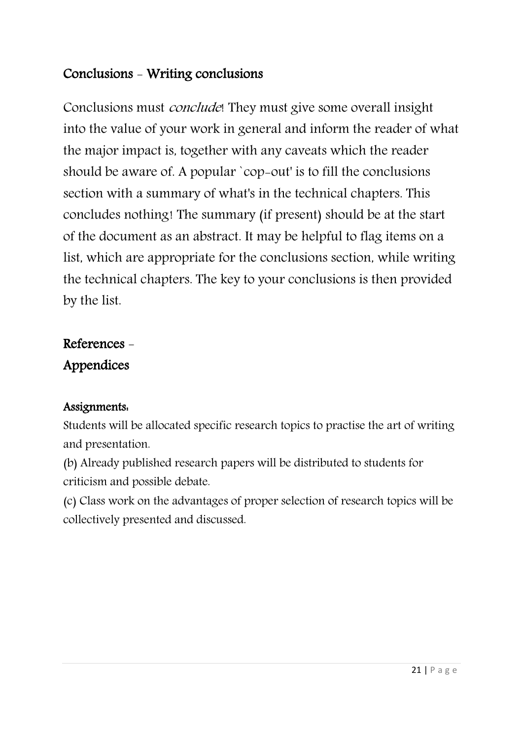## Conclusions - Writing conclusions

Conclusions must *conclude*! They must give some overall insight into the value of your work in general and inform the reader of what the major impact is, together with any caveats which the reader should be aware of. A popular `cop-out' is to fill the conclusions section with a summary of what's in the technical chapters. This concludes nothing! The summary (if present) should be at the start of the document as an abstract. It may be helpful to flag items on a list, which are appropriate for the conclusions section, while writing the technical chapters. The key to your conclusions is then provided by the list.

## References -

## Appendices

### Assignments:

Students will be allocated specific research topics to practise the art of writing and presentation.

(b) Already published research papers will be distributed to students for criticism and possible debate.

(c) Class work on the advantages of proper selection of research topics will be collectively presented and discussed.